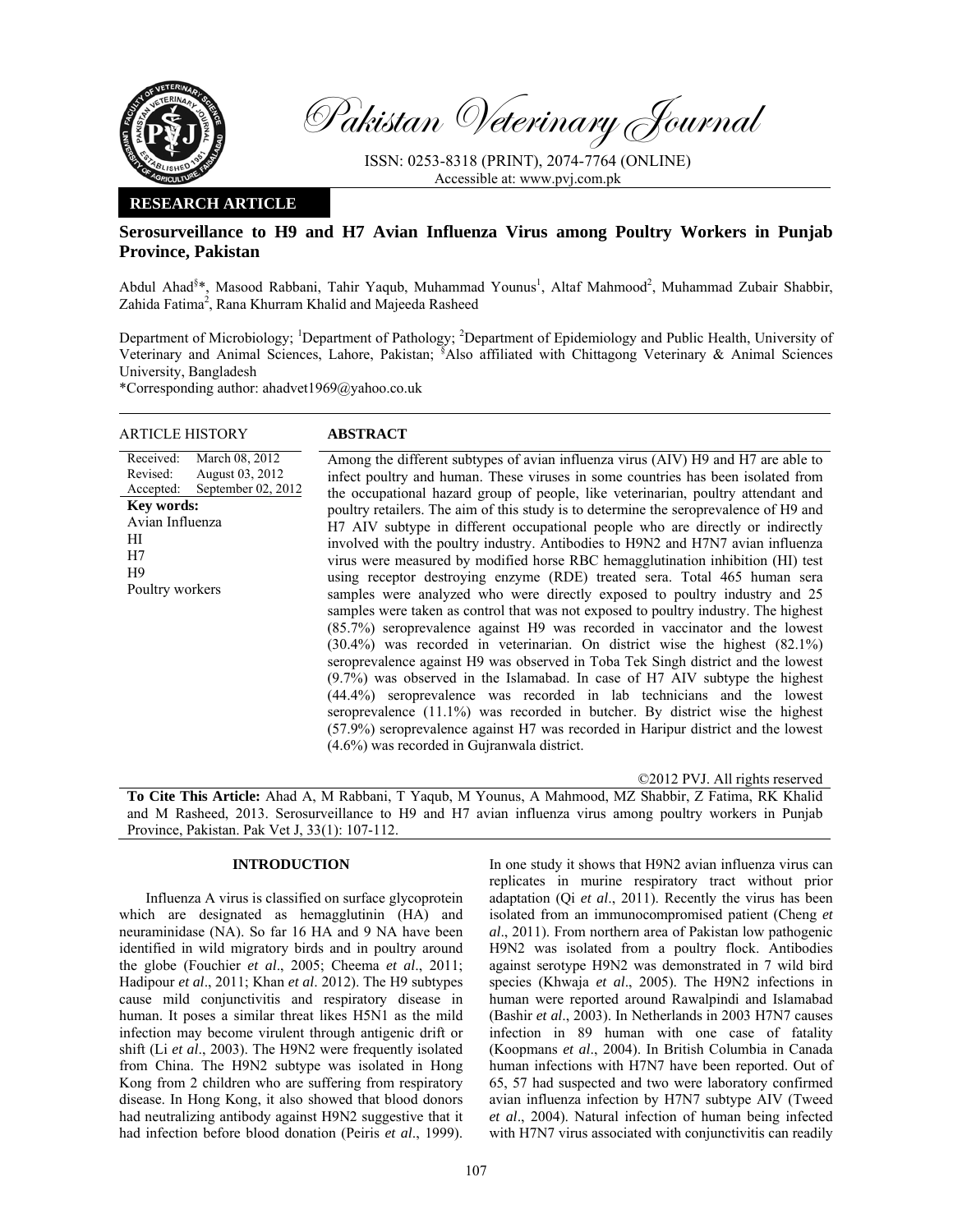Pakistan Veterinary Journal

ISSN: 0253-8318 (PRINT), 2074-7764 (ONLINE)
Accessible at: www.pvj.com.pk

**RESEARCH ARTICLE**

# Serosurveillance to H9 and H7 Avian Influenza Virus among Poultry Workers in Punjab Province, Pakistan

Abdul Ahad[§]*, Masood Rabbani, Tahir Yaqub, Muhammad Younus[1], Altaf Mahmood[2], Muhammad Zubair Shabbir, Zahida Fatima[2], Rana Khurram Khalid and Majeeda Rasheed

Department of Microbiology; [1]Department of Pathology; [2]Department of Epidemiology and Public Health, University of Veterinary and Animal Sciences, Lahore, Pakistan; [§]Also affiliated with Chittagong Veterinary & Animal Sciences University, Bangladesh

*Corresponding author: ahadvet1969@yahoo.co.uk

**ARTICLE HISTORY**

Received: March 08, 2012
Revised: August 03, 2012
Accepted: September 02, 2012

**Key words:**
Avian Influenza
HI
H7
H9
Poultry workers

**ABSTRACT**

Among the different subtypes of avian influenza virus (AIV) H9 and H7 are able to infect poultry and human. These viruses in some countries has been isolated from the occupational hazard group of people, like veterinarian, poultry attendant and poultry retailers. The aim of this study is to determine the seroprevalence of H9 and H7 AIV subtype in different occupational people who are directly or indirectly involved with the poultry industry. Antibodies to H9N2 and H7N7 avian influenza virus were measured by modified horse RBC hemagglutination inhibition (HI) test using receptor destroying enzyme (RDE) treated sera. Total 465 human sera samples were analyzed who were directly exposed to poultry industry and 25 samples were taken as control that was not exposed to poultry industry. The highest (85.7%) seroprevalence against H9 was recorded in vaccinator and the lowest (30.4%) was recorded in veterinarian. On district wise the highest (82.1%) seroprevalence against H9 was observed in Toba Tek Singh district and the lowest (9.7%) was observed in the Islamabad. In case of H7 AIV subtype the highest (44.4%) seroprevalence was recorded in lab technicians and the lowest seroprevalence (11.1%) was recorded in butcher. By district wise the highest (57.9%) seroprevalence against H7 was recorded in Haripur district and the lowest (4.6%) was recorded in Gujranwala district.

©2012 PVJ. All rights reserved

**To Cite This Article:** Ahad A, M Rabbani, T Yaqub, M Younus, A Mahmood, MZ Shabbir, Z Fatima, RK Khalid and M Rasheed, 2013. Serosurveillance to H9 and H7 avian influenza virus among poultry workers in Punjab Province, Pakistan. Pak Vet J, 33(1): 107-112.

## INTRODUCTION

Influenza A virus is classified on surface glycoprotein which are designated as hemagglutinin (HA) and neuraminidase (NA). So far 16 HA and 9 NA have been identified in wild migratory birds and in poultry around the globe (Fouchier *et al*., 2005; Cheema *et al*., 2011; Hadipour *et al*., 2011; Khan *et al*. 2012). The H9 subtypes cause mild conjunctivitis and respiratory disease in human. It poses a similar threat likes H5N1 as the mild infection may become virulent through antigenic drift or shift (Li *et al*., 2003). The H9N2 were frequently isolated from China. The H9N2 subtype was isolated in Hong Kong from 2 children who are suffering from respiratory disease. In Hong Kong, it also showed that blood donors had neutralizing antibody against H9N2 suggestive that it had infection before blood donation (Peiris *et al*., 1999). In one study it shows that H9N2 avian influenza virus can replicates in murine respiratory tract without prior adaptation (Qi *et al*., 2011). Recently the virus has been isolated from an immunocompromised patient (Cheng *et al*., 2011). From northern area of Pakistan low pathogenic H9N2 was isolated from a poultry flock. Antibodies against serotype H9N2 was demonstrated in 7 wild bird species (Khwaja *et al*., 2005). The H9N2 infections in human were reported around Rawalpindi and Islamabad (Bashir *et al*., 2003). In Netherlands in 2003 H7N7 causes infection in 89 human with one case of fatality (Koopmans *et al*., 2004). In British Columbia in Canada human infections with H7N7 have been reported. Out of 65, 57 had suspected and two were laboratory confirmed avian influenza infection by H7N7 subtype AIV (Tweed *et al*., 2004). Natural infection of human being infected with H7N7 virus associated with conjunctivitis can readily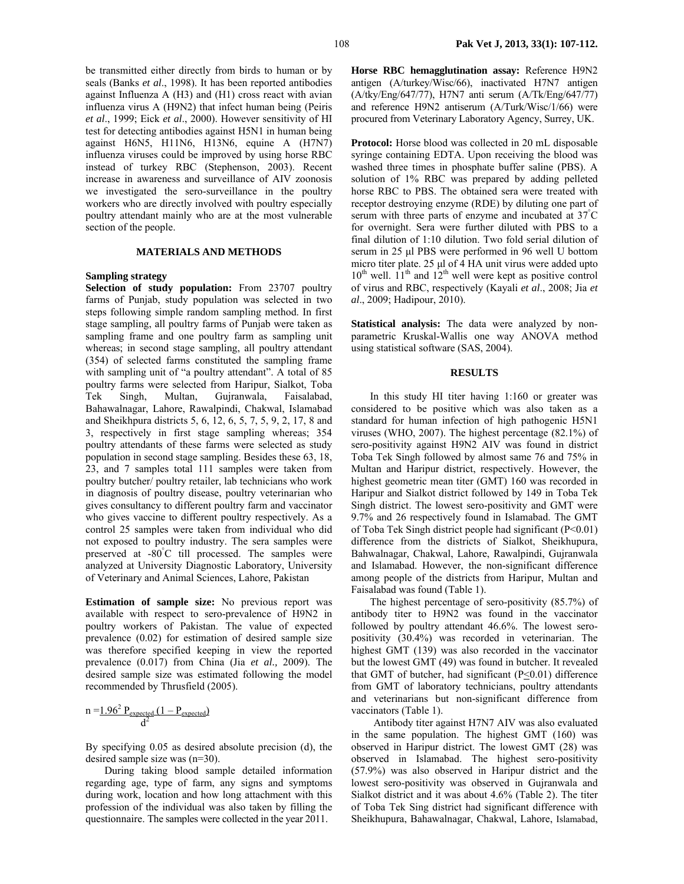be transmitted either directly from birds to human or by seals (Banks *et al*., 1998). It has been reported antibodies against Influenza A (H3) and (H1) cross react with avian influenza virus A (H9N2) that infect human being (Peiris *et al*., 1999; Eick *et al*., 2000). However sensitivity of HI test for detecting antibodies against H5N1 in human being against H6N5, H11N6, H13N6, equine A (H7N7) influenza viruses could be improved by using horse RBC instead of turkey RBC (Stephenson, 2003). Recent increase in awareness and surveillance of AIV zoonosis we investigated the sero-surveillance in the poultry workers who are directly involved with poultry especially poultry attendant mainly who are at the most vulnerable section of the people.

## MATERIALS AND METHODS

### Sampling strategy

**Selection of study population:** From 23707 poultry farms of Punjab, study population was selected in two steps following simple random sampling method. In first stage sampling, all poultry farms of Punjab were taken as sampling frame and one poultry farm as sampling unit whereas; in second stage sampling, all poultry attendant (354) of selected farms constituted the sampling frame with sampling unit of "a poultry attendant". A total of 85 poultry farms were selected from Haripur, Sialkot, Toba Tek Singh, Multan, Gujranwala, Faisalabad, Bahawalnagar, Lahore, Rawalpindi, Chakwal, Islamabad and Sheikhpura districts 5, 6, 12, 6, 5, 7, 5, 9, 2, 17, 8 and 3, respectively in first stage sampling whereas; 354 poultry attendants of these farms were selected as study population in second stage sampling. Besides these 63, 18, 23, and 7 samples total 111 samples were taken from poultry butcher/ poultry retailer, lab technicians who work in diagnosis of poultry disease, poultry veterinarian who gives consultancy to different poultry farm and vaccinator who gives vaccine to different poultry respectively. As a control 25 samples were taken from individual who did not exposed to poultry industry. The sera samples were preserved at -80°C till processed. The samples were analyzed at University Diagnostic Laboratory, University of Veterinary and Animal Sciences, Lahore, Pakistan

**Estimation of sample size:** No previous report was available with respect to sero-prevalence of H9N2 in poultry workers of Pakistan. The value of expected prevalence (0.02) for estimation of desired sample size was therefore specified keeping in view the reported prevalence (0.017) from China (Jia *et al.,* 2009). The desired sample size was estimated following the model recommended by Thrusfield (2005).

$$n = \frac{1.96^2 \, P_{expected} \, (1 - P_{expected})}{d^2}$$

By specifying 0.05 as desired absolute precision (d), the desired sample size was (n=30).

During taking blood sample detailed information regarding age, type of farm, any signs and symptoms during work, location and how long attachment with this profession of the individual was also taken by filling the questionnaire. The samples were collected in the year 2011.

**Horse RBC hemagglutination assay:** Reference H9N2 antigen (A/turkey/Wisc/66), inactivated H7N7 antigen (A/tky/Eng/647/77), H7N7 anti serum (A/Tk/Eng/647/77) and reference H9N2 antiserum (A/Turk/Wisc/1/66) were procured from Veterinary Laboratory Agency, Surrey, UK.

**Protocol:** Horse blood was collected in 20 mL disposable syringe containing EDTA. Upon receiving the blood was washed three times in phosphate buffer saline (PBS). A solution of 1% RBC was prepared by adding pelleted horse RBC to PBS. The obtained sera were treated with receptor destroying enzyme (RDE) by diluting one part of serum with three parts of enzyme and incubated at 37°C for overnight. Sera were further diluted with PBS to a final dilution of 1:10 dilution. Two fold serial dilution of serum in 25 µl PBS were performed in 96 well U bottom micro titer plate. 25 µl of 4 HA unit virus were added upto 10th well. 11th and 12th well were kept as positive control of virus and RBC, respectively (Kayali *et al*., 2008; Jia *et al*., 2009; Hadipour, 2010).

**Statistical analysis:** The data were analyzed by non-parametric Kruskal-Wallis one way ANOVA method using statistical software (SAS, 2004).

## RESULTS

In this study HI titer having 1:160 or greater was considered to be positive which was also taken as a standard for human infection of high pathogenic H5N1 viruses (WHO, 2007). The highest percentage (82.1%) of sero-positivity against H9N2 AIV was found in district Toba Tek Singh followed by almost same 76 and 75% in Multan and Haripur district, respectively. However, the highest geometric mean titer (GMT) 160 was recorded in Haripur and Sialkot district followed by 149 in Toba Tek Singh district. The lowest sero-positivity and GMT were 9.7% and 26 respectively found in Islamabad. The GMT of Toba Tek Singh district people had significant ($P<0.01$) difference from the districts of Sialkot, Sheikhupura, Bahwalnagar, Chakwal, Lahore, Rawalpindi, Gujranwala and Islamabad. However, the non-significant difference among people of the districts from Haripur, Multan and Faisalabad was found (Table 1).

The highest percentage of sero-positivity (85.7%) of antibody titer to H9N2 was found in the vaccinator followed by poultry attendant 46.6%. The lowest sero-positivity (30.4%) was recorded in veterinarian. The highest GMT (139) was also recorded in the vaccinator but the lowest GMT (49) was found in butcher. It revealed that GMT of butcher, had significant ($P\leq0.01$) difference from GMT of laboratory technicians, poultry attendants and veterinarians but non-significant difference from vaccinators (Table 1).

Antibody titer against H7N7 AIV was also evaluated in the same population. The highest GMT (160) was observed in Haripur district. The lowest GMT (28) was observed in Islamabad. The highest sero-positivity (57.9%) was also observed in Haripur district and the lowest sero-positivity was observed in Gujranwala and Sialkot district and it was about 4.6% (Table 2). The titer of Toba Tek Sing district had significant difference with Sheikhupura, Bahawalnagar, Chakwal, Lahore, Islamabad,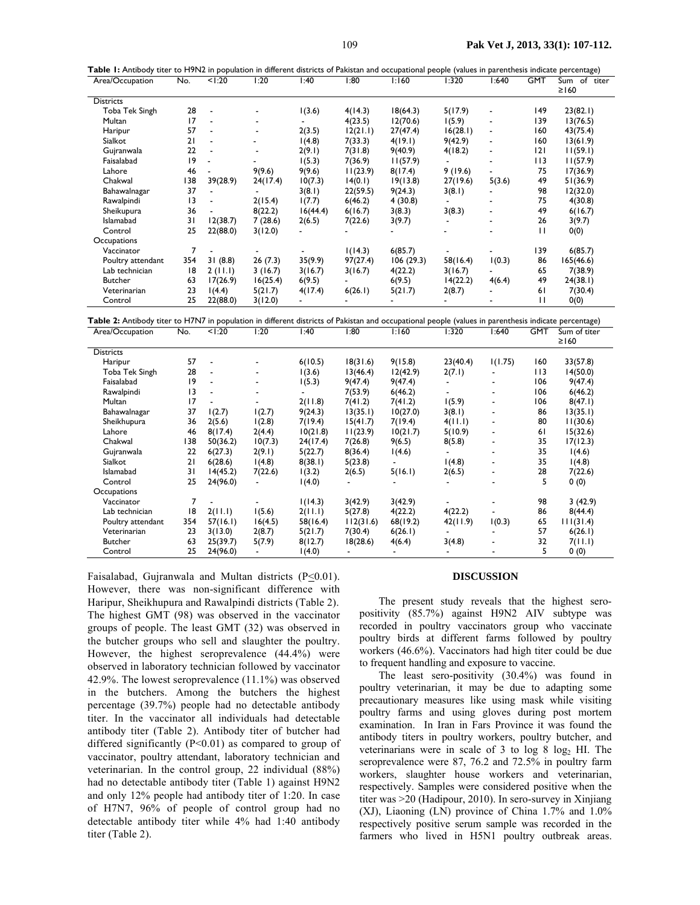**Table 1:** Antibody titer to H9N2 in population in different districts of Pakistan and occupational people (values in parenthesis indicate percentage)

| Area/Occupation | No. | <1:20 | 1:20 | 1:40 | 1:80 | 1:160 | 1:320 | 1:640 | GMT | Sum of titer ≥160 |
|---|---|---|---|---|---|---|---|---|---|---|
| Districts | | | | | | | | | | |
| Toba Tek Singh | 28 | - | - | 1(3.6) | 4(14.3) | 18(64.3) | 5(17.9) | - | 149 | 23(82.1) |
| Multan | 17 | - | - | - | 4(23.5) | 12(70.6) | 1(5.9) | - | 139 | 13(76.5) |
| Haripur | 57 | - | - | 2(3.5) | 12(21.1) | 27(47.4) | 16(28.1) | - | 160 | 43(75.4) |
| Sialkot | 21 | - | - | 1(4.8) | 7(33.3) | 4(19.1) | 9(42.9) | - | 160 | 13(61.9) |
| Gujranwala | 22 | - | - | 2(9.1) | 7(31.8) | 9(40.9) | 4(18.2) | - | 121 | 11(59.1) |
| Faisalabad | 19 | - | - | 1(5.3) | 7(36.9) | 11(57.9) | - | - | 113 | 11(57.9) |
| Lahore | 46 | - | 9(9.6) | 9(9.6) | 11(23.9) | 8(17.4) | 9 (19.6) | - | 75 | 17(36.9) |
| Chakwal | 138 | 39(28.9) | 24(17.4) | 10(7.3) | 14(0.1) | 19(13.8) | 27(19.6) | 5(3.6) | 49 | 51(36.9) |
| Bahawalnagar | 37 | - | - | 3(8.1) | 22(59.5) | 9(24.3) | 3(8.1) | - | 98 | 12(32.0) |
| Rawalpindi | 13 | - | 2(15.4) | 1(7.7) | 6(46.2) | 4 (30.8) | - | - | 75 | 4(30.8) |
| Sheikupura | 36 | - | 8(22.2) | 16(44.4) | 6(16.7) | 3(8.3) | 3(8.3) | - | 49 | 6(16.7) |
| Islamabad | 31 | 12(38.7) | 7 (28.6) | 2(6.5) | 7(22.6) | 3(9.7) | - | - | 26 | 3(9.7) |
| Control | 25 | 22(88.0) | 3(12.0) | - | - | - | - | - | 11 | 0(0) |
| Occupations | | | | | | | | | | |
| Vaccinator | 7 | - | - | - | 1(14.3) | 6(85.7) | - | - | 139 | 6(85.7) |
| Poultry attendant | 354 | 31 (8.8) | 26 (7.3) | 35(9.9) | 97(27.4) | 106 (29.3) | 58(16.4) | 1(0.3) | 86 | 165(46.6) |
| Lab technician | 18 | 2 (11.1) | 3 (16.7) | 3(16.7) | 3(16.7) | 4(22.2) | 3(16.7) | - | 65 | 7(38.9) |
| Butcher | 63 | 17(26.9) | 16(25.4) | 6(9.5) | - | 6(9.5) | 14(22.2) | 4(6.4) | 49 | 24(38.1) |
| Veterinarian | 23 | 1(4.4) | 5(21.7) | 4(17.4) | 6(26.1) | 5(21.7) | 2(8.7) | - | 61 | 7(30.4) |
| Control | 25 | 22(88.0) | 3(12.0) | - | - | - | - | - | 11 | 0(0) |

**Table 2:** Antibody titer to H7N7 in population in different districts of Pakistan and occupational people (values in parenthesis indicate percentage)

| Area/Occupation | No. | <1:20 | 1:20 | 1:40 | 1:80 | 1:160 | 1:320 | 1:640 | GMT | Sum of titer ≥160 |
|---|---|---|---|---|---|---|---|---|---|---|
| Districts | | | | | | | | | | |
| Haripur | 57 | - | - | 6(10.5) | 18(31.6) | 9(15.8) | 23(40.4) | 1(1.75) | 160 | 33(57.8) |
| Toba Tek Singh | 28 | - | - | 1(3.6) | 13(46.4) | 12(42.9) | 2(7.1) | - | 113 | 14(50.0) |
| Faisalabad | 19 | - | - | 1(5.3) | 9(47.4) | 9(47.4) | - | - | 106 | 9(47.4) |
| Rawalpindi | 13 | - | - | - | 7(53.9) | 6(46.2) | - | - | 106 | 6(46.2) |
| Multan | 17 | - | - | 2(11.8) | 7(41.2) | 7(41.2) | 1(5.9) | - | 106 | 8(47.1) |
| Bahawalnagar | 37 | 1(2.7) | 1(2.7) | 9(24.3) | 13(35.1) | 10(27.0) | 3(8.1) | - | 86 | 13(35.1) |
| Sheikhupura | 36 | 2(5.6) | 1(2.8) | 7(19.4) | 15(41.7) | 7(19.4) | 4(11.1) | - | 80 | 11(30.6) |
| Lahore | 46 | 8(17.4) | 2(4.4) | 10(21.8) | 11(23.9) | 10(21.7) | 5(10.9) | - | 61 | 15(32.6) |
| Chakwal | 138 | 50(36.2) | 10(7.3) | 24(17.4) | 7(26.8) | 9(6.5) | 8(5.8) | - | 35 | 17(12.3) |
| Gujranwala | 22 | 6(27.3) | 2(9.1) | 5(22.7) | 8(36.4) | 1(4.6) | - | - | 35 | 1(4.6) |
| Sialkot | 21 | 6(28.6) | 1(4.8) | 8(38.1) | 5(23.8) | - | 1(4.8) | - | 35 | 1(4.8) |
| Islamabad | 31 | 14(45.2) | 7(22.6) | 1(3.2) | 2(6.5) | 5(16.1) | 2(6.5) | - | 28 | 7(22.6) |
| Control | 25 | 24(96.0) | - | 1(4.0) | - | - | - | - | 5 | 0 (0) |
| Occupations | | | | | | | | | | |
| Vaccinator | 7 | - | - | 1(14.3) | 3(42.9) | 3(42.9) | - | - | 98 | 3 (42.9) |
| Lab technician | 18 | 2(11.1) | 1(5.6) | 2(11.1) | 5(27.8) | 4(22.2) | 4(22.2) | - | 86 | 8(44.4) |
| Poultry attendant | 354 | 57(16.1) | 16(4.5) | 58(16.4) | 112(31.6) | 68(19.2) | 42(11.9) | 1(0.3) | 65 | 111(31.4) |
| Veterinarian | 23 | 3(13.0) | 2(8.7) | 5(21.7) | 7(30.4) | 6(26.1) | - | - | 57 | 6(26.1) |
| Butcher | 63 | 25(39.7) | 5(7.9) | 8(12.7) | 18(28.6) | 4(6.4) | 3(4.8) | - | 32 | 7(11.1) |
| Control | 25 | 24(96.0) | - | 1(4.0) | - | - | - | - | 5 | 0 (0) |

Faisalabad, Gujranwala and Multan districts ($P \leq 0.01$). However, there was non-significant difference with Haripur, Sheikhupura and Rawalpindi districts (Table 2). The highest GMT (98) was observed in the vaccinator groups of people. The least GMT (32) was observed in the butcher groups who sell and slaughter the poultry. However, the highest seroprevalence (44.4%) were observed in laboratory technician followed by vaccinator 42.9%. The lowest seroprevalence (11.1%) was observed in the butchers. Among the butchers the highest percentage (39.7%) people had no detectable antibody titer. In the vaccinator all individuals had detectable antibody titer (Table 2). Antibody titer of butcher had differed significantly ($P<0.01$) as compared to group of vaccinator, poultry attendant, laboratory technician and veterinarian. In the control group, 22 individual (88%) had no detectable antibody titer (Table 1) against H9N2 and only 12% people had antibody titer of 1:20. In case of H7N7, 96% of people of control group had no detectable antibody titer while 4% had 1:40 antibody titer (Table 2).

## DISCUSSION

The present study reveals that the highest sero-positivity (85.7%) against H9N2 AIV subtype was recorded in poultry vaccinators group who vaccinate poultry birds at different farms followed by poultry workers (46.6%). Vaccinators had high titer could be due to frequent handling and exposure to vaccine.

The least sero-positivity (30.4%) was found in poultry veterinarian, it may be due to adapting some precautionary measures like using mask while visiting poultry farms and using gloves during post mortem examination. In Iran in Fars Province it was found the antibody titers in poultry workers, poultry butcher, and veterinarians were in scale of 3 to log 8 $\log_2$ HI. The seroprevalence were 87, 76.2 and 72.5% in poultry farm workers, slaughter house workers and veterinarian, respectively. Samples were considered positive when the titer was >20 (Hadipour, 2010). In sero-survey in Xinjiang (XJ), Liaoning (LN) province of China 1.7% and 1.0% respectively positive serum sample was recorded in the farmers who lived in H5N1 poultry outbreak areas.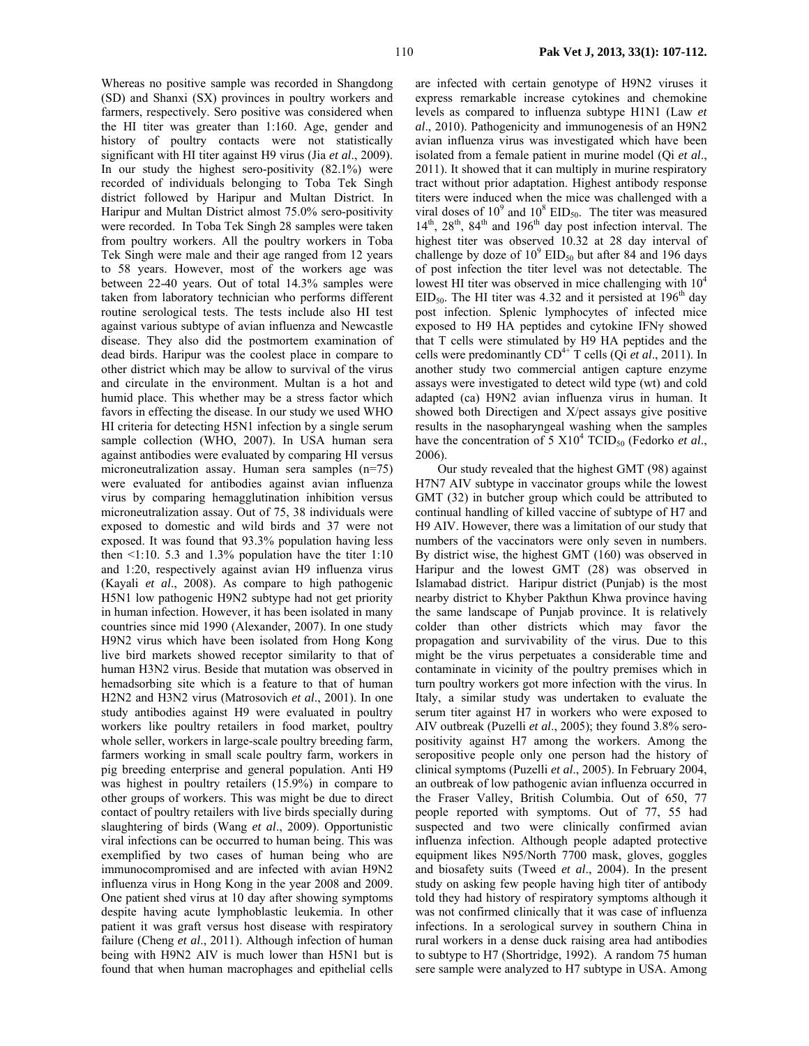Whereas no positive sample was recorded in Shangdong (SD) and Shanxi (SX) provinces in poultry workers and farmers, respectively. Sero positive was considered when the HI titer was greater than 1:160. Age, gender and history of poultry contacts were not statistically significant with HI titer against H9 virus (Jia *et al*., 2009). In our study the highest sero-positivity (82.1%) were recorded of individuals belonging to Toba Tek Singh district followed by Haripur and Multan District. In Haripur and Multan District almost 75.0% sero-positivity were recorded. In Toba Tek Singh 28 samples were taken from poultry workers. All the poultry workers in Toba Tek Singh were male and their age ranged from 12 years to 58 years. However, most of the workers age was between 22-40 years. Out of total 14.3% samples were taken from laboratory technician who performs different routine serological tests. The tests include also HI test against various subtype of avian influenza and Newcastle disease. They also did the postmortem examination of dead birds. Haripur was the coolest place in compare to other district which may be allow to survival of the virus and circulate in the environment. Multan is a hot and humid place. This whether may be a stress factor which favors in effecting the disease. In our study we used WHO HI criteria for detecting H5N1 infection by a single serum sample collection (WHO, 2007). In USA human sera against antibodies were evaluated by comparing HI versus microneutralization assay. Human sera samples (n=75) were evaluated for antibodies against avian influenza virus by comparing hemagglutination inhibition versus microneutralization assay. Out of 75, 38 individuals were exposed to domestic and wild birds and 37 were not exposed. It was found that 93.3% population having less then <1:10. 5.3 and 1.3% population have the titer 1:10 and 1:20, respectively against avian H9 influenza virus (Kayali *et al*., 2008). As compare to high pathogenic H5N1 low pathogenic H9N2 subtype had not get priority in human infection. However, it has been isolated in many countries since mid 1990 (Alexander, 2007). In one study H9N2 virus which have been isolated from Hong Kong live bird markets showed receptor similarity to that of human H3N2 virus. Beside that mutation was observed in hemadsorbing site which is a feature to that of human H2N2 and H3N2 virus (Matrosovich *et al*., 2001). In one study antibodies against H9 were evaluated in poultry workers like poultry retailers in food market, poultry whole seller, workers in large-scale poultry breeding farm, farmers working in small scale poultry farm, workers in pig breeding enterprise and general population. Anti H9 was highest in poultry retailers (15.9%) in compare to other groups of workers. This was might be due to direct contact of poultry retailers with live birds specially during slaughtering of birds (Wang *et al*., 2009). Opportunistic viral infections can be occurred to human being. This was exemplified by two cases of human being who are immunocompromised and are infected with avian H9N2 influenza virus in Hong Kong in the year 2008 and 2009. One patient shed virus at 10 day after showing symptoms despite having acute lymphoblastic leukemia. In other patient it was graft versus host disease with respiratory failure (Cheng *et al*., 2011). Although infection of human being with H9N2 AIV is much lower than H5N1 but is found that when human macrophages and epithelial cells are infected with certain genotype of H9N2 viruses it express remarkable increase cytokines and chemokine levels as compared to influenza subtype H1N1 (Law *et al*., 2010). Pathogenicity and immunogenesis of an H9N2 avian influenza virus was investigated which have been isolated from a female patient in murine model (Qi *et al*., 2011). It showed that it can multiply in murine respiratory tract without prior adaptation. Highest antibody response titers were induced when the mice was challenged with a viral doses of $10^9$ and $10^8$ $EID_{50}$. The titer was measured 14[th], 28[th], 84[th] and 196[th] day post infection interval. The highest titer was observed 10.32 at 28 day interval of challenge by doze of $10^9$ $EID_{50}$ but after 84 and 196 days of post infection the titer level was not detectable. The lowest HI titer was observed in mice challenging with $10^4$ $EID_{50}$. The HI titer was 4.32 and it persisted at 196[th] day post infection. Splenic lymphocytes of infected mice exposed to H9 HA peptides and cytokine IFNγ showed that T cells were stimulated by H9 HA peptides and the cells were predominantly $CD^{4+}$ T cells (Qi *et al*., 2011). In another study two commercial antigen capture enzyme assays were investigated to detect wild type (wt) and cold adapted (ca) H9N2 avian influenza virus in human. It showed both Directigen and X/pect assays give positive results in the nasopharyngeal washing when the samples have the concentration of $5 \times 10^4$ $TCID_{50}$ (Fedorko *et al*., 2006).

Our study revealed that the highest GMT (98) against H7N7 AIV subtype in vaccinator groups while the lowest GMT (32) in butcher group which could be attributed to continual handling of killed vaccine of subtype of H7 and H9 AIV. However, there was a limitation of our study that numbers of the vaccinators were only seven in numbers. By district wise, the highest GMT (160) was observed in Haripur and the lowest GMT (28) was observed in Islamabad district. Haripur district (Punjab) is the most nearby district to Khyber Pakthun Khwa province having the same landscape of Punjab province. It is relatively colder than other districts which may favor the propagation and survivability of the virus. Due to this might be the virus perpetuates a considerable time and contaminate in vicinity of the poultry premises which in turn poultry workers got more infection with the virus. In Italy, a similar study was undertaken to evaluate the serum titer against H7 in workers who were exposed to AIV outbreak (Puzelli *et al*., 2005); they found 3.8% sero-positivity against H7 among the workers. Among the seropositive people only one person had the history of clinical symptoms (Puzelli *et al*., 2005). In February 2004, an outbreak of low pathogenic avian influenza occurred in the Fraser Valley, British Columbia. Out of 650, 77 people reported with symptoms. Out of 77, 55 had suspected and two were clinically confirmed avian influenza infection. Although people adapted protective equipment likes N95/North 7700 mask, gloves, goggles and biosafety suits (Tweed *et al*., 2004). In the present study on asking few people having high titer of antibody told they had history of respiratory symptoms although it was not confirmed clinically that it was case of influenza infections. In a serological survey in southern China in rural workers in a dense duck raising area had antibodies to subtype to H7 (Shortridge, 1992). A random 75 human sere sample were analyzed to H7 subtype in USA. Among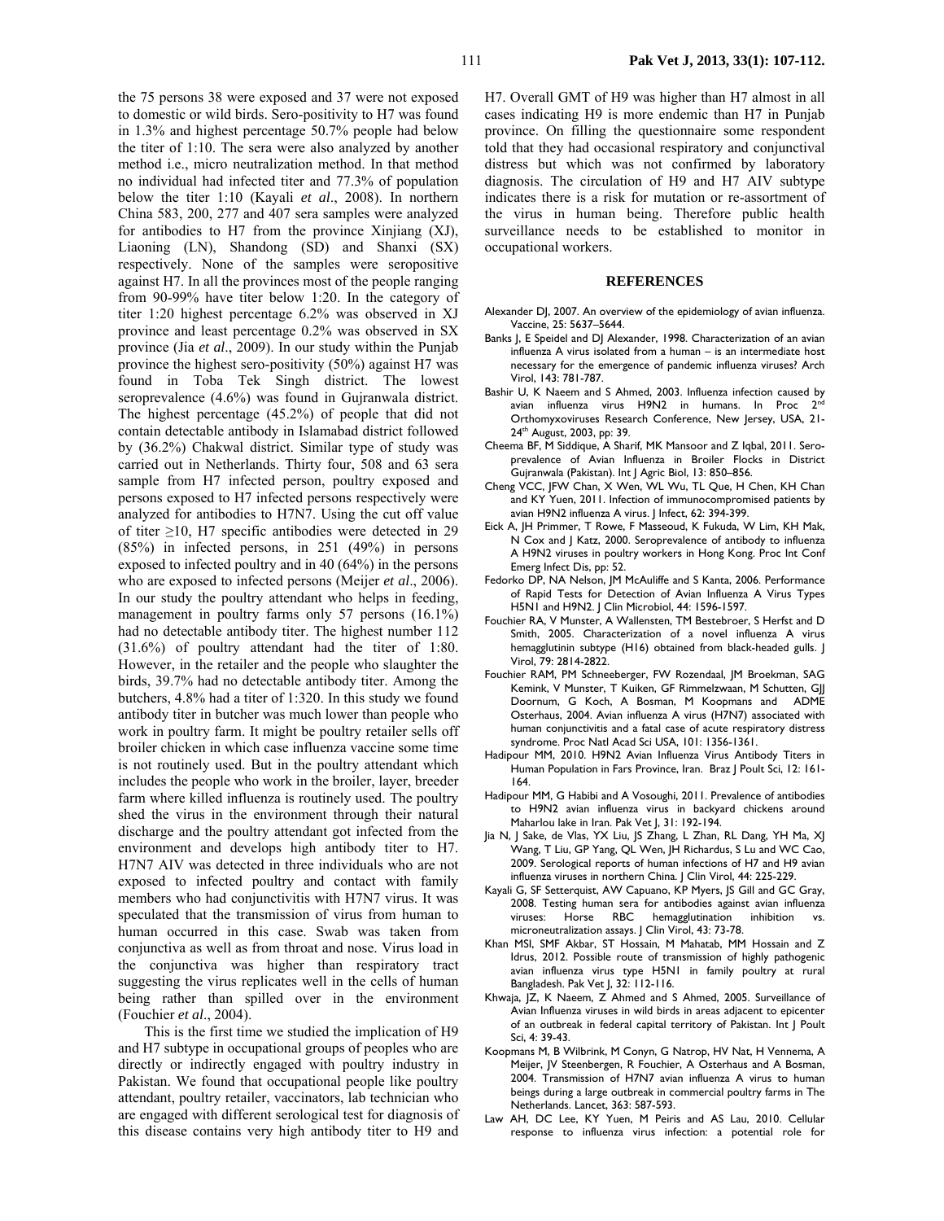the 75 persons 38 were exposed and 37 were not exposed to domestic or wild birds. Sero-positivity to H7 was found in 1.3% and highest percentage 50.7% people had below the titer of 1:10. The sera were also analyzed by another method i.e., micro neutralization method. In that method no individual had infected titer and 77.3% of population below the titer 1:10 (Kayali *et al*., 2008). In northern China 583, 200, 277 and 407 sera samples were analyzed for antibodies to H7 from the province Xinjiang (XJ), Liaoning (LN), Shandong (SD) and Shanxi (SX) respectively. None of the samples were seropositive against H7. In all the provinces most of the people ranging from 90-99% have titer below 1:20. In the category of titer 1:20 highest percentage 6.2% was observed in XJ province and least percentage 0.2% was observed in SX province (Jia *et al*., 2009). In our study within the Punjab province the highest sero-positivity (50%) against H7 was found in Toba Tek Singh district. The lowest seroprevalence (4.6%) was found in Gujranwala district. The highest percentage (45.2%) of people that did not contain detectable antibody in Islamabad district followed by (36.2%) Chakwal district. Similar type of study was carried out in Netherlands. Thirty four, 508 and 63 sera sample from H7 infected person, poultry exposed and persons exposed to H7 infected persons respectively were analyzed for antibodies to H7N7. Using the cut off value of titer ≥10, H7 specific antibodies were detected in 29 (85%) in infected persons, in 251 (49%) in persons exposed to infected poultry and in 40 (64%) in the persons who are exposed to infected persons (Meijer *et al*., 2006). In our study the poultry attendant who helps in feeding, management in poultry farms only 57 persons (16.1%) had no detectable antibody titer. The highest number 112 (31.6%) of poultry attendant had the titer of 1:80. However, in the retailer and the people who slaughter the birds, 39.7% had no detectable antibody titer. Among the butchers, 4.8% had a titer of 1:320. In this study we found antibody titer in butcher was much lower than people who work in poultry farm. It might be poultry retailer sells off broiler chicken in which case influenza vaccine some time is not routinely used. But in the poultry attendant which includes the people who work in the broiler, layer, breeder farm where killed influenza is routinely used. The poultry shed the virus in the environment through their natural discharge and the poultry attendant got infected from the environment and develops high antibody titer to H7. H7N7 AIV was detected in three individuals who are not exposed to infected poultry and contact with family members who had conjunctivitis with H7N7 virus. It was speculated that the transmission of virus from human to human occurred in this case. Swab was taken from conjunctiva as well as from throat and nose. Virus load in the conjunctiva was higher than respiratory tract suggesting the virus replicates well in the cells of human being rather than spilled over in the environment (Fouchier *et al*., 2004).

This is the first time we studied the implication of H9 and H7 subtype in occupational groups of peoples who are directly or indirectly engaged with poultry industry in Pakistan. We found that occupational people like poultry attendant, poultry retailer, vaccinators, lab technician who are engaged with different serological test for diagnosis of this disease contains very high antibody titer to H9 and H7. Overall GMT of H9 was higher than H7 almost in all cases indicating H9 is more endemic than H7 in Punjab province. On filling the questionnaire some respondent told that they had occasional respiratory and conjunctival distress but which was not confirmed by laboratory diagnosis. The circulation of H9 and H7 AIV subtype indicates there is a risk for mutation or re-assortment of the virus in human being. Therefore public health surveillance needs to be established to monitor in occupational workers.

## REFERENCES

Alexander DJ, 2007. An overview of the epidemiology of avian influenza. Vaccine, 25: 5637–5644.

Banks J, E Speidel and DJ Alexander, 1998. Characterization of an avian influenza A virus isolated from a human – is an intermediate host necessary for the emergence of pandemic influenza viruses? Arch Virol, 143: 781-787.

Bashir U, K Naeem and S Ahmed, 2003. Influenza infection caused by avian influenza virus H9N2 in humans. In Proc 2nd Orthomyxoviruses Research Conference, New Jersey, USA, 21-24th August, 2003, pp: 39.

Cheema BF, M Siddique, A Sharif, MK Mansoor and Z Iqbal, 2011. Sero-prevalence of Avian Influenza in Broiler Flocks in District Gujranwala (Pakistan). Int J Agric Biol, 13: 850–856.

Cheng VCC, JFW Chan, X Wen, WL Wu, TL Que, H Chen, KH Chan and KY Yuen, 2011. Infection of immunocompromised patients by avian H9N2 influenza A virus. J Infect, 62: 394-399.

Eick A, JH Primmer, T Rowe, F Masseoud, K Fukuda, W Lim, KH Mak, N Cox and J Katz, 2000. Seroprevalence of antibody to influenza A H9N2 viruses in poultry workers in Hong Kong. Proc Int Conf Emerg Infect Dis, pp: 52.

Fedorko DP, NA Nelson, JM McAuliffe and S Kanta, 2006. Performance of Rapid Tests for Detection of Avian Influenza A Virus Types H5N1 and H9N2. J Clin Microbiol, 44: 1596-1597.

Fouchier RA, V Munster, A Wallensten, TM Bestebroer, S Herfst and D Smith, 2005. Characterization of a novel influenza A virus hemagglutinin subtype (H16) obtained from black-headed gulls. J Virol, 79: 2814-2822.

Fouchier RAM, PM Schneeberger, FW Rozendaal, JM Broekman, SAG Kemink, V Munster, T Kuiken, GF Rimmelzwaan, M Schutten, GJJ Doornum, G Koch, A Bosman, M Koopmans and ADME Osterhaus, 2004. Avian influenza A virus (H7N7) associated with human conjunctivitis and a fatal case of acute respiratory distress syndrome. Proc Natl Acad Sci USA, 101: 1356-1361.

Hadipour MM, 2010. H9N2 Avian Influenza Virus Antibody Titers in Human Population in Fars Province, Iran. Braz J Poult Sci, 12: 161-164.

Hadipour MM, G Habibi and A Vosoughi, 2011. Prevalence of antibodies to H9N2 avian influenza virus in backyard chickens around Maharlou lake in Iran. Pak Vet J, 31: 192-194.

Jia N, J Sake, de Vlas, YX Liu, JS Zhang, L Zhan, RL Dang, YH Ma, XJ Wang, T Liu, GP Yang, QL Wen, JH Richardus, S Lu and WC Cao, 2009. Serological reports of human infections of H7 and H9 avian influenza viruses in northern China. J Clin Virol, 44: 225-229.

Kayali G, SF Setterquist, AW Capuano, KP Myers, JS Gill and GC Gray, 2008. Testing human sera for antibodies against avian influenza viruses: Horse RBC hemagglutination inhibition vs. microneutralization assays. J Clin Virol, 43: 73-78.

Khan MSI, SMF Akbar, ST Hossain, M Mahatab, MM Hossain and Z Idrus, 2012. Possible route of transmission of highly pathogenic avian influenza virus type H5N1 in family poultry at rural Bangladesh. Pak Vet J, 32: 112-116.

Khwaja, JZ, K Naeem, Z Ahmed and S Ahmed, 2005. Surveillance of Avian Influenza viruses in wild birds in areas adjacent to epicenter of an outbreak in federal capital territory of Pakistan. Int J Poult Sci, 4: 39-43.

Koopmans M, B Wilbrink, M Conyn, G Natrop, HV Nat, H Vennema, A Meijer, JV Steenbergen, R Fouchier, A Osterhaus and A Bosman, 2004. Transmission of H7N7 avian influenza A virus to human beings during a large outbreak in commercial poultry farms in The Netherlands. Lancet, 363: 587-593.

Law AH, DC Lee, KY Yuen, M Peiris and AS Lau, 2010. Cellular response to influenza virus infection: a potential role for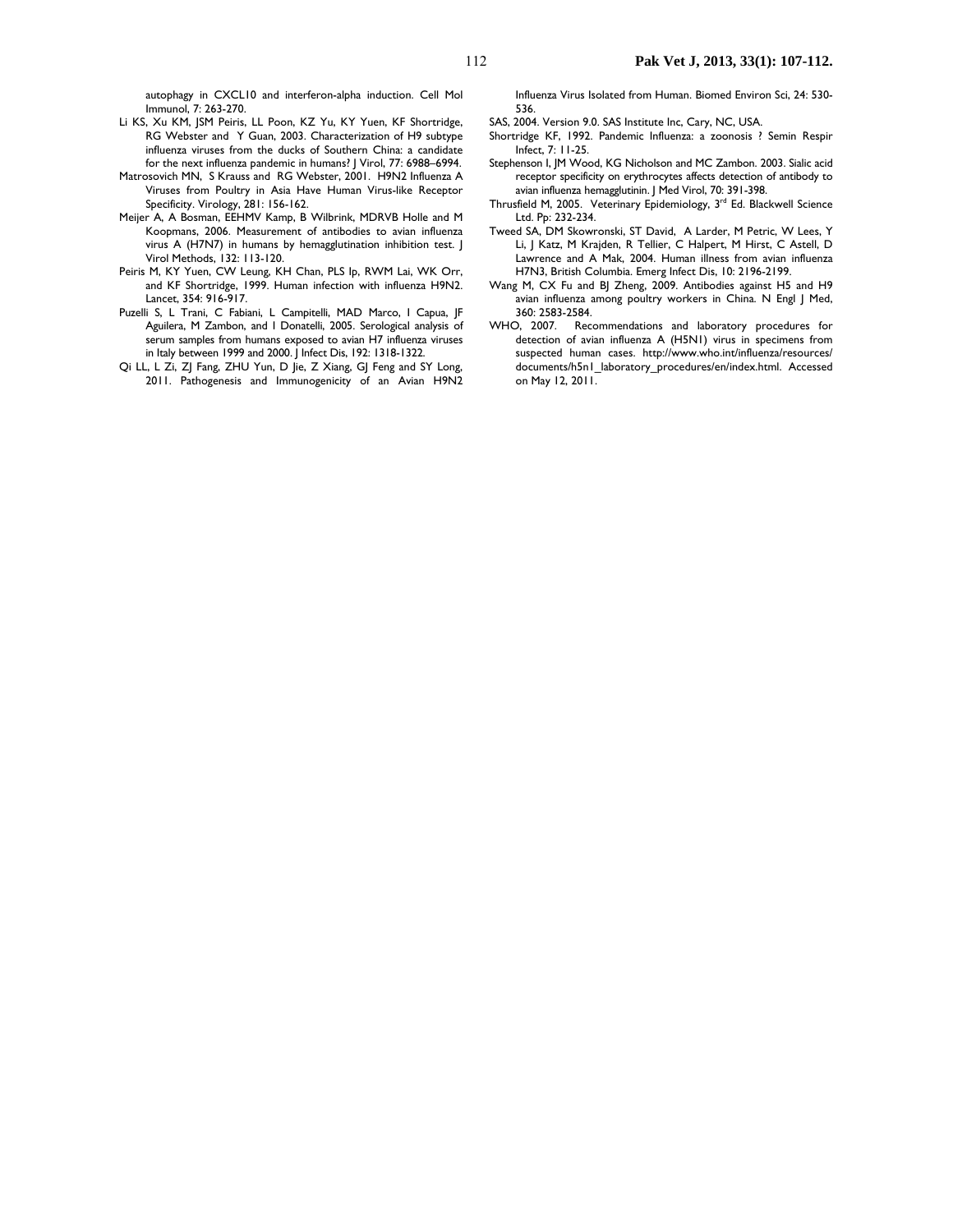autophagy in CXCL10 and interferon-alpha induction. Cell Mol Immunol, 7: 263-270.

Li KS, Xu KM, JSM Peiris, LL Poon, KZ Yu, KY Yuen, KF Shortridge, RG Webster and Y Guan, 2003. Characterization of H9 subtype influenza viruses from the ducks of Southern China: a candidate for the next influenza pandemic in humans? J Virol, 77: 6988–6994.

Matrosovich MN, S Krauss and RG Webster, 2001. H9N2 Influenza A Viruses from Poultry in Asia Have Human Virus-like Receptor Specificity. Virology, 281: 156-162.

Meijer A, A Bosman, EEHMV Kamp, B Wilbrink, MDRVB Holle and M Koopmans, 2006. Measurement of antibodies to avian influenza virus A (H7N7) in humans by hemagglutination inhibition test. J Virol Methods, 132: 113-120.

Peiris M, KY Yuen, CW Leung, KH Chan, PLS Ip, RWM Lai, WK Orr, and KF Shortridge, 1999. Human infection with influenza H9N2. Lancet, 354: 916-917.

Puzelli S, L Trani, C Fabiani, L Campitelli, MAD Marco, I Capua, JF Aguilera, M Zambon, and I Donatelli, 2005. Serological analysis of serum samples from humans exposed to avian H7 influenza viruses in Italy between 1999 and 2000. J Infect Dis, 192: 1318-1322.

Qi LL, L Zi, ZJ Fang, ZHU Yun, D Jie, Z Xiang, GJ Feng and SY Long, 2011. Pathogenesis and Immunogenicity of an Avian H9N2 Influenza Virus Isolated from Human. Biomed Environ Sci, 24: 530-536.

SAS, 2004. Version 9.0. SAS Institute Inc, Cary, NC, USA.

Shortridge KF, 1992. Pandemic Influenza: a zoonosis ? Semin Respir Infect, 7: 11-25.

Stephenson I, JM Wood, KG Nicholson and MC Zambon. 2003. Sialic acid receptor specificity on erythrocytes affects detection of antibody to avian influenza hemagglutinin. J Med Virol, 70: 391-398.

Thrusfield M, 2005. Veterinary Epidemiology, 3rd Ed. Blackwell Science Ltd. Pp: 232-234.

Tweed SA, DM Skowronski, ST David, A Larder, M Petric, W Lees, Y Li, J Katz, M Krajden, R Tellier, C Halpert, M Hirst, C Astell, D Lawrence and A Mak, 2004. Human illness from avian influenza H7N3, British Columbia. Emerg Infect Dis, 10: 2196-2199.

Wang M, CX Fu and BJ Zheng, 2009. Antibodies against H5 and H9 avian influenza among poultry workers in China. N Engl J Med, 360: 2583-2584.

WHO, 2007. Recommendations and laboratory procedures for detection of avian influenza A (H5N1) virus in specimens from suspected human cases. http://www.who.int/influenza/resources/documents/h5n1_laboratory_procedures/en/index.html. Accessed on May 12, 2011.